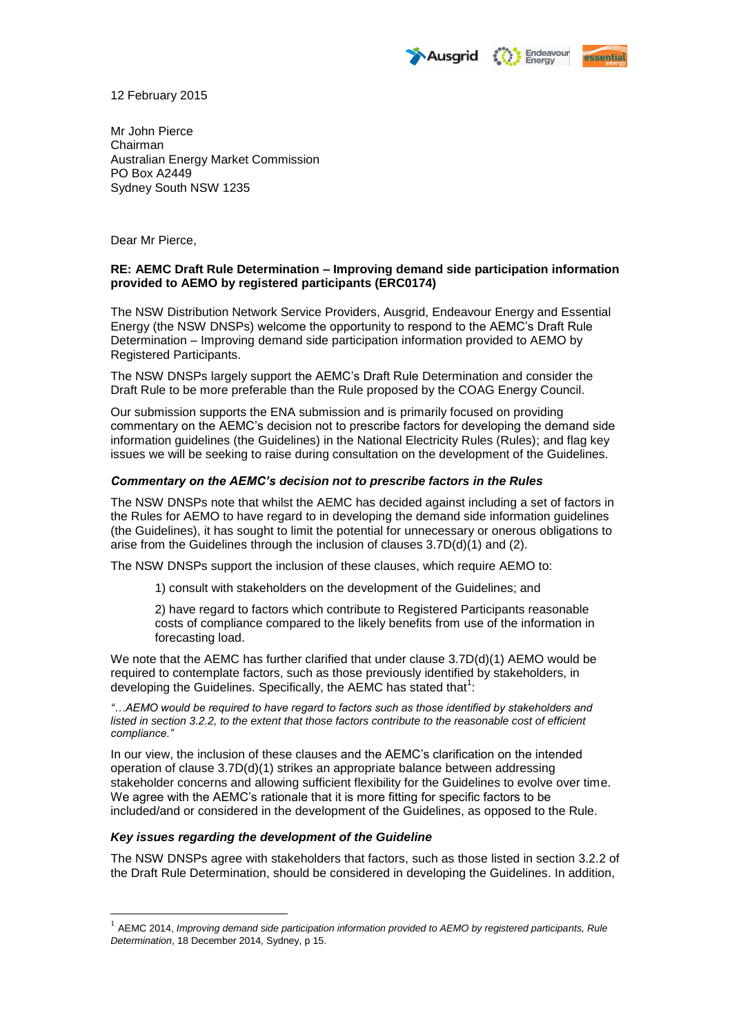12 February 2015

Mr John Pierce
Chairman
Australian Energy Market Commission
PO Box A2449
Sydney South NSW 1235

Dear Mr Pierce,

**RE: AEMC Draft Rule Determination – Improving demand side participation information provided to AEMO by registered participants (ERC0174)**

The NSW Distribution Network Service Providers, Ausgrid, Endeavour Energy and Essential Energy (the NSW DNSPs) welcome the opportunity to respond to the AEMC's Draft Rule Determination – Improving demand side participation information provided to AEMO by Registered Participants.

The NSW DNSPs largely support the AEMC's Draft Rule Determination and consider the Draft Rule to be more preferable than the Rule proposed by the COAG Energy Council.

Our submission supports the ENA submission and is primarily focused on providing commentary on the AEMC's decision not to prescribe factors for developing the demand side information guidelines (the Guidelines) in the National Electricity Rules (Rules); and flag key issues we will be seeking to raise during consultation on the development of the Guidelines.

***Commentary on the AEMC's decision not to prescribe factors in the Rules***

The NSW DNSPs note that whilst the AEMC has decided against including a set of factors in the Rules for AEMO to have regard to in developing the demand side information guidelines (the Guidelines), it has sought to limit the potential for unnecessary or onerous obligations to arise from the Guidelines through the inclusion of clauses 3.7D(d)(1) and (2).

The NSW DNSPs support the inclusion of these clauses, which require AEMO to:

1) consult with stakeholders on the development of the Guidelines; and

2) have regard to factors which contribute to Registered Participants reasonable costs of compliance compared to the likely benefits from use of the information in forecasting load.

We note that the AEMC has further clarified that under clause 3.7D(d)(1) AEMO would be required to contemplate factors, such as those previously identified by stakeholders, in developing the Guidelines. Specifically, the AEMC has stated that[1]:

*"…AEMO would be required to have regard to factors such as those identified by stakeholders and listed in section 3.2.2, to the extent that those factors contribute to the reasonable cost of efficient compliance."*

In our view, the inclusion of these clauses and the AEMC's clarification on the intended operation of clause 3.7D(d)(1) strikes an appropriate balance between addressing stakeholder concerns and allowing sufficient flexibility for the Guidelines to evolve over time. We agree with the AEMC's rationale that it is more fitting for specific factors to be included/and or considered in the development of the Guidelines, as opposed to the Rule.

***Key issues regarding the development of the Guideline***

The NSW DNSPs agree with stakeholders that factors, such as those listed in section 3.2.2 of the Draft Rule Determination, should be considered in developing the Guidelines. In addition,

[1] AEMC 2014, *Improving demand side participation information provided to AEMO by registered participants, Rule Determination*, 18 December 2014, Sydney, p 15.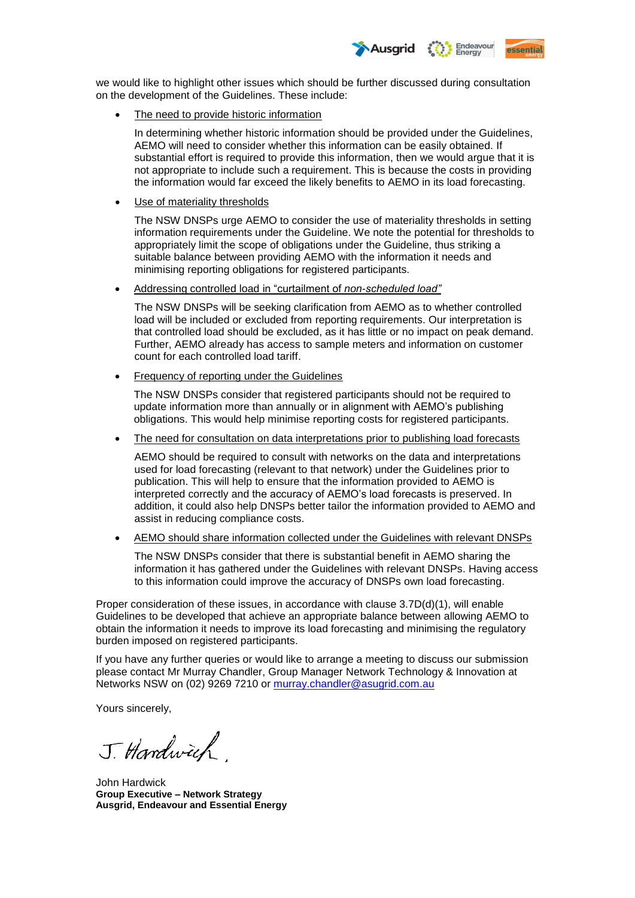we would like to highlight other issues which should be further discussed during consultation on the development of the Guidelines. These include:

- <u>The need to provide historic information</u>

  In determining whether historic information should be provided under the Guidelines, AEMO will need to consider whether this information can be easily obtained. If substantial effort is required to provide this information, then we would argue that it is not appropriate to include such a requirement. This is because the costs in providing the information would far exceed the likely benefits to AEMO in its load forecasting.

- <u>Use of materiality thresholds</u>

  The NSW DNSPs urge AEMO to consider the use of materiality thresholds in setting information requirements under the Guideline. We note the potential for thresholds to appropriately limit the scope of obligations under the Guideline, thus striking a suitable balance between providing AEMO with the information it needs and minimising reporting obligations for registered participants.

- <u>Addressing controlled load in "curtailment of *non-scheduled load*"</u>

  The NSW DNSPs will be seeking clarification from AEMO as to whether controlled load will be included or excluded from reporting requirements. Our interpretation is that controlled load should be excluded, as it has little or no impact on peak demand. Further, AEMO already has access to sample meters and information on customer count for each controlled load tariff.

- <u>Frequency of reporting under the Guidelines</u>

  The NSW DNSPs consider that registered participants should not be required to update information more than annually or in alignment with AEMO's publishing obligations. This would help minimise reporting costs for registered participants.

- <u>The need for consultation on data interpretations prior to publishing load forecasts</u>

  AEMO should be required to consult with networks on the data and interpretations used for load forecasting (relevant to that network) under the Guidelines prior to publication. This will help to ensure that the information provided to AEMO is interpreted correctly and the accuracy of AEMO's load forecasts is preserved. In addition, it could also help DNSPs better tailor the information provided to AEMO and assist in reducing compliance costs.

- <u>AEMO should share information collected under the Guidelines with relevant DNSPs</u>

  The NSW DNSPs consider that there is substantial benefit in AEMO sharing the information it has gathered under the Guidelines with relevant DNSPs. Having access to this information could improve the accuracy of DNSPs own load forecasting.

Proper consideration of these issues, in accordance with clause 3.7D(d)(1), will enable Guidelines to be developed that achieve an appropriate balance between allowing AEMO to obtain the information it needs to improve its load forecasting and minimising the regulatory burden imposed on registered participants.

If you have any further queries or would like to arrange a meeting to discuss our submission please contact Mr Murray Chandler, Group Manager Network Technology & Innovation at Networks NSW on (02) 9269 7210 or murray.chandler@asugrid.com.au

Yours sincerely,

J. Hardwick

John Hardwick
**Group Executive – Network Strategy**
**Ausgrid, Endeavour and Essential Energy**